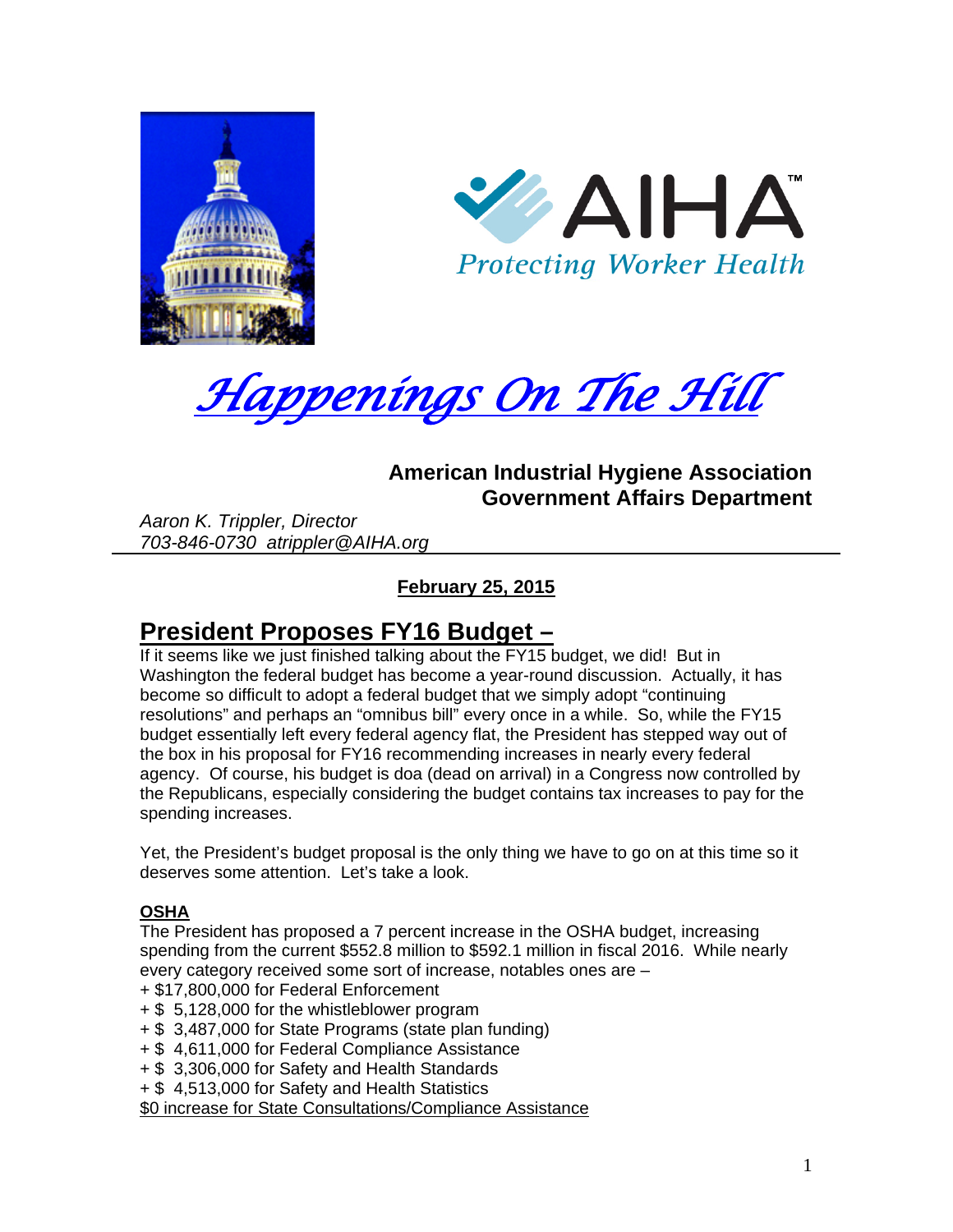AIHA™

*Protecting Worker Health*

# *Happenings On The Hill*

**American Industrial Hygiene Association**
**Government Affairs Department**

*Aaron K. Trippler, Director*
*703-846-0730 atrippler@AIHA.org*

**February 25, 2015**

## President Proposes FY16 Budget –

If it seems like we just finished talking about the FY15 budget, we did! But in Washington the federal budget has become a year-round discussion. Actually, it has become so difficult to adopt a federal budget that we simply adopt "continuing resolutions" and perhaps an "omnibus bill" every once in a while. So, while the FY15 budget essentially left every federal agency flat, the President has stepped way out of the box in his proposal for FY16 recommending increases in nearly every federal agency. Of course, his budget is doa (dead on arrival) in a Congress now controlled by the Republicans, especially considering the budget contains tax increases to pay for the spending increases.

Yet, the President's budget proposal is the only thing we have to go on at this time so it deserves some attention. Let's take a look.

**OSHA**

The President has proposed a 7 percent increase in the OSHA budget, increasing spending from the current $552.8 million to $592.1 million in fiscal 2016. While nearly every category received some sort of increase, notables ones are –

+ $17,800,000 for Federal Enforcement
+ $ 5,128,000 for the whistleblower program
+ $ 3,487,000 for State Programs (state plan funding)
+ $ 4,611,000 for Federal Compliance Assistance
+ $ 3,306,000 for Safety and Health Standards
+ $ 4,513,000 for Safety and Health Statistics
$0 increase for State Consultations/Compliance Assistance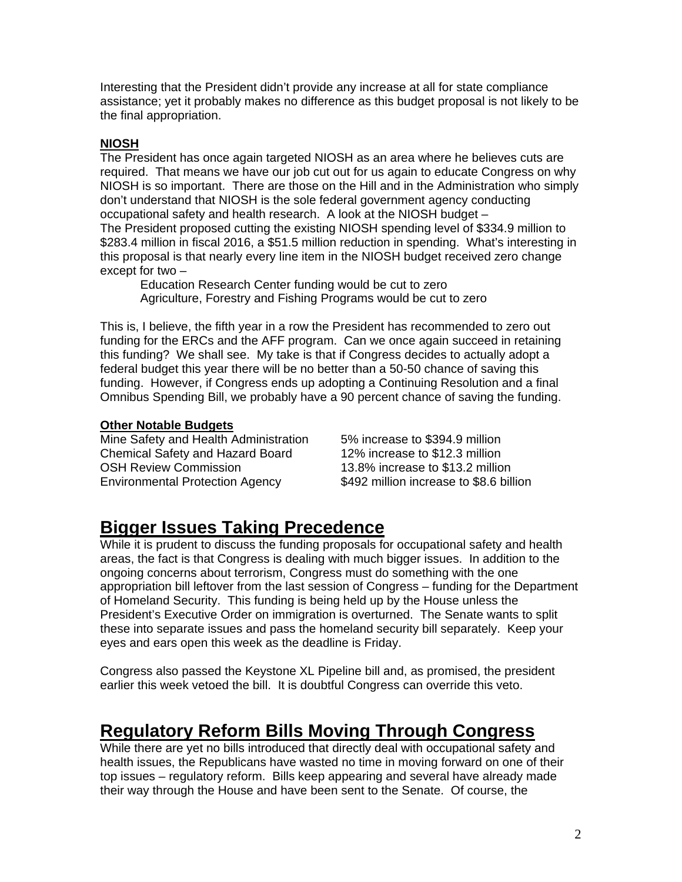Interesting that the President didn't provide any increase at all for state compliance assistance; yet it probably makes no difference as this budget proposal is not likely to be the final appropriation.

**NIOSH**

The President has once again targeted NIOSH as an area where he believes cuts are required. That means we have our job cut out for us again to educate Congress on why NIOSH is so important. There are those on the Hill and in the Administration who simply don't understand that NIOSH is the sole federal government agency conducting occupational safety and health research. A look at the NIOSH budget –
The President proposed cutting the existing NIOSH spending level of $334.9 million to $283.4 million in fiscal 2016, a $51.5 million reduction in spending. What's interesting in this proposal is that nearly every line item in the NIOSH budget received zero change except for two –

Education Research Center funding would be cut to zero
Agriculture, Forestry and Fishing Programs would be cut to zero

This is, I believe, the fifth year in a row the President has recommended to zero out funding for the ERCs and the AFF program. Can we once again succeed in retaining this funding? We shall see. My take is that if Congress decides to actually adopt a federal budget this year there will be no better than a 50-50 chance of saving this funding. However, if Congress ends up adopting a Continuing Resolution and a final Omnibus Spending Bill, we probably have a 90 percent chance of saving the funding.

**Other Notable Budgets**

| | |
|---|---|
| Mine Safety and Health Administration | 5% increase to $394.9 million |
| Chemical Safety and Hazard Board | 12% increase to $12.3 million |
| OSH Review Commission | 13.8% increase to $13.2 million |
| Environmental Protection Agency | $492 million increase to $8.6 billion |

## Bigger Issues Taking Precedence

While it is prudent to discuss the funding proposals for occupational safety and health areas, the fact is that Congress is dealing with much bigger issues. In addition to the ongoing concerns about terrorism, Congress must do something with the one appropriation bill leftover from the last session of Congress – funding for the Department of Homeland Security. This funding is being held up by the House unless the President's Executive Order on immigration is overturned. The Senate wants to split these into separate issues and pass the homeland security bill separately. Keep your eyes and ears open this week as the deadline is Friday.

Congress also passed the Keystone XL Pipeline bill and, as promised, the president earlier this week vetoed the bill. It is doubtful Congress can override this veto.

## Regulatory Reform Bills Moving Through Congress

While there are yet no bills introduced that directly deal with occupational safety and health issues, the Republicans have wasted no time in moving forward on one of their top issues – regulatory reform. Bills keep appearing and several have already made their way through the House and have been sent to the Senate. Of course, the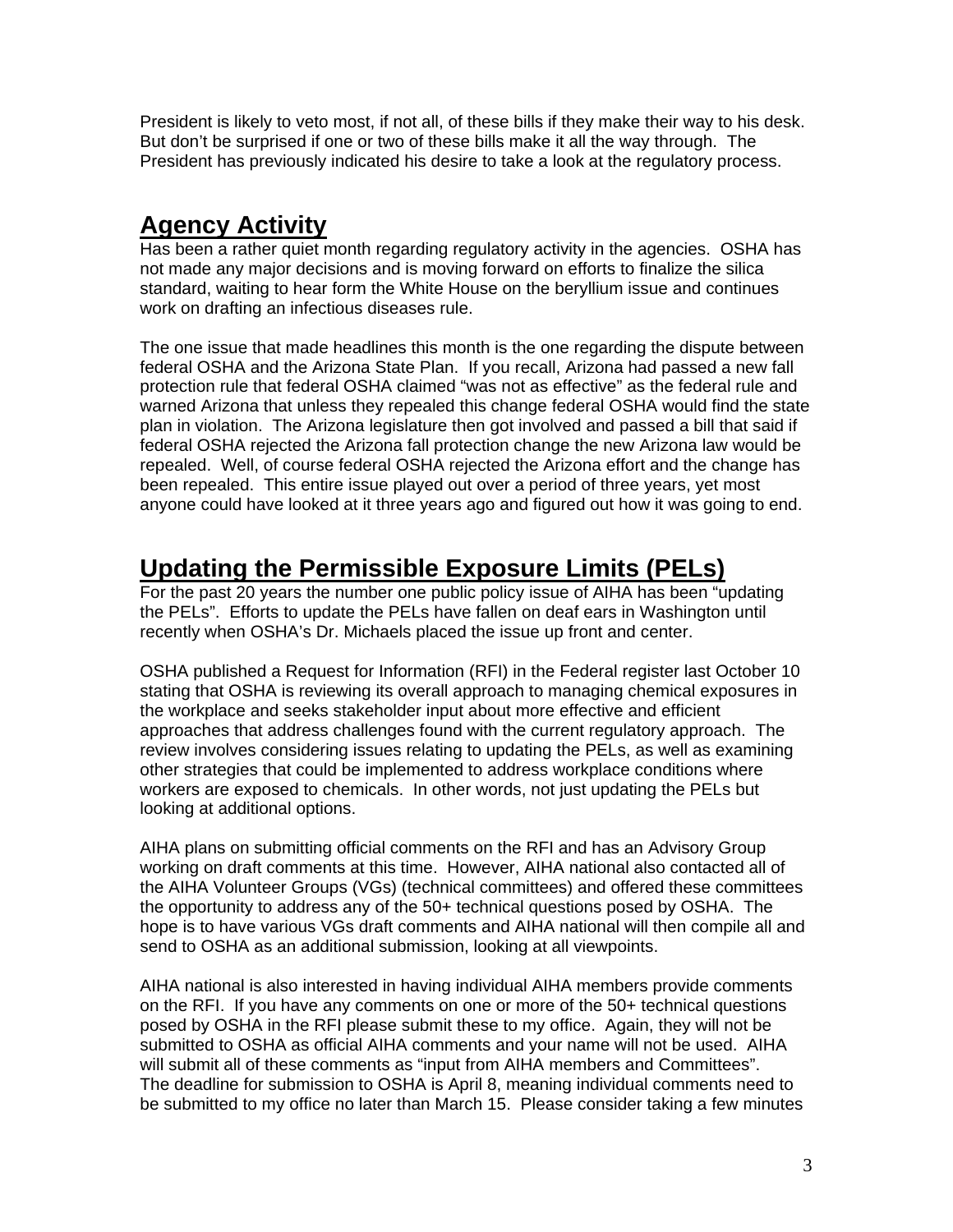President is likely to veto most, if not all, of these bills if they make their way to his desk. But don't be surprised if one or two of these bills make it all the way through. The President has previously indicated his desire to take a look at the regulatory process.

## Agency Activity

Has been a rather quiet month regarding regulatory activity in the agencies. OSHA has not made any major decisions and is moving forward on efforts to finalize the silica standard, waiting to hear form the White House on the beryllium issue and continues work on drafting an infectious diseases rule.

The one issue that made headlines this month is the one regarding the dispute between federal OSHA and the Arizona State Plan. If you recall, Arizona had passed a new fall protection rule that federal OSHA claimed "was not as effective" as the federal rule and warned Arizona that unless they repealed this change federal OSHA would find the state plan in violation. The Arizona legislature then got involved and passed a bill that said if federal OSHA rejected the Arizona fall protection change the new Arizona law would be repealed. Well, of course federal OSHA rejected the Arizona effort and the change has been repealed. This entire issue played out over a period of three years, yet most anyone could have looked at it three years ago and figured out how it was going to end.

## Updating the Permissible Exposure Limits (PELs)

For the past 20 years the number one public policy issue of AIHA has been "updating the PELs". Efforts to update the PELs have fallen on deaf ears in Washington until recently when OSHA's Dr. Michaels placed the issue up front and center.

OSHA published a Request for Information (RFI) in the Federal register last October 10 stating that OSHA is reviewing its overall approach to managing chemical exposures in the workplace and seeks stakeholder input about more effective and efficient approaches that address challenges found with the current regulatory approach. The review involves considering issues relating to updating the PELs, as well as examining other strategies that could be implemented to address workplace conditions where workers are exposed to chemicals. In other words, not just updating the PELs but looking at additional options.

AIHA plans on submitting official comments on the RFI and has an Advisory Group working on draft comments at this time. However, AIHA national also contacted all of the AIHA Volunteer Groups (VGs) (technical committees) and offered these committees the opportunity to address any of the 50+ technical questions posed by OSHA. The hope is to have various VGs draft comments and AIHA national will then compile all and send to OSHA as an additional submission, looking at all viewpoints.

AIHA national is also interested in having individual AIHA members provide comments on the RFI. If you have any comments on one or more of the 50+ technical questions posed by OSHA in the RFI please submit these to my office. Again, they will not be submitted to OSHA as official AIHA comments and your name will not be used. AIHA will submit all of these comments as "input from AIHA members and Committees". The deadline for submission to OSHA is April 8, meaning individual comments need to be submitted to my office no later than March 15. Please consider taking a few minutes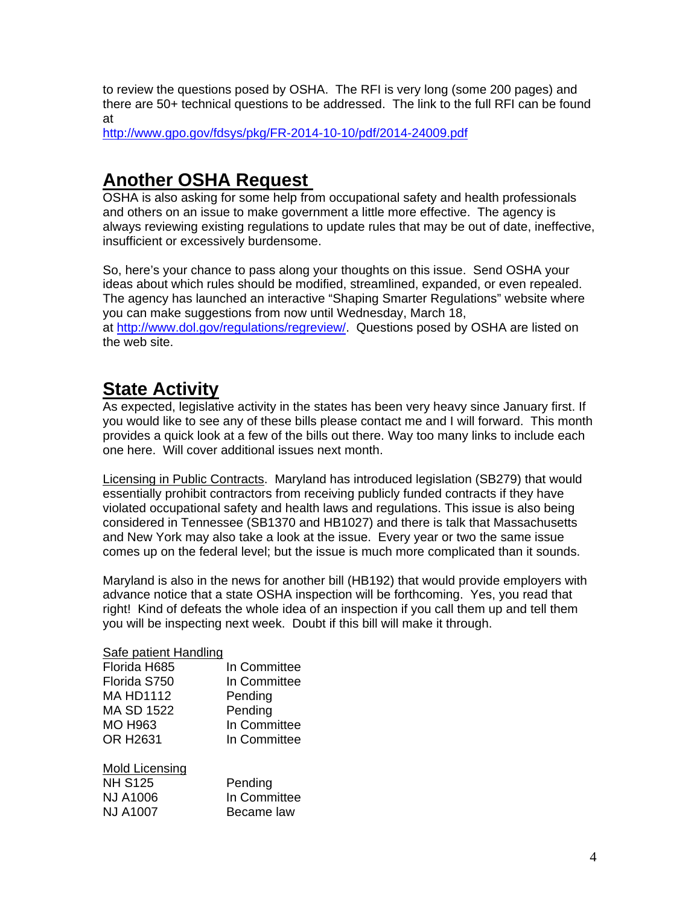to review the questions posed by OSHA. The RFI is very long (some 200 pages) and there are 50+ technical questions to be addressed. The link to the full RFI can be found at
http://www.gpo.gov/fdsys/pkg/FR-2014-10-10/pdf/2014-24009.pdf

## Another OSHA Request

OSHA is also asking for some help from occupational safety and health professionals and others on an issue to make government a little more effective. The agency is always reviewing existing regulations to update rules that may be out of date, ineffective, insufficient or excessively burdensome.

So, here's your chance to pass along your thoughts on this issue. Send OSHA your ideas about which rules should be modified, streamlined, expanded, or even repealed. The agency has launched an interactive "Shaping Smarter Regulations" website where you can make suggestions from now until Wednesday, March 18, at http://www.dol.gov/regulations/regreview/. Questions posed by OSHA are listed on the web site.

## State Activity

As expected, legislative activity in the states has been very heavy since January first. If you would like to see any of these bills please contact me and I will forward. This month provides a quick look at a few of the bills out there. Way too many links to include each one here. Will cover additional issues next month.

Licensing in Public Contracts. Maryland has introduced legislation (SB279) that would essentially prohibit contractors from receiving publicly funded contracts if they have violated occupational safety and health laws and regulations. This issue is also being considered in Tennessee (SB1370 and HB1027) and there is talk that Massachusetts and New York may also take a look at the issue. Every year or two the same issue comes up on the federal level; but the issue is much more complicated than it sounds.

Maryland is also in the news for another bill (HB192) that would provide employers with advance notice that a state OSHA inspection will be forthcoming. Yes, you read that right! Kind of defeats the whole idea of an inspection if you call them up and tell them you will be inspecting next week. Doubt if this bill will make it through.

Safe patient Handling

| | |
|---|---|
| Florida H685 | In Committee |
| Florida S750 | In Committee |
| MA HD1112 | Pending |
| MA SD 1522 | Pending |
| MO H963 | In Committee |
| OR H2631 | In Committee |

Mold Licensing

| | |
|---|---|
| NH S125 | Pending |
| NJ A1006 | In Committee |
| NJ A1007 | Became law |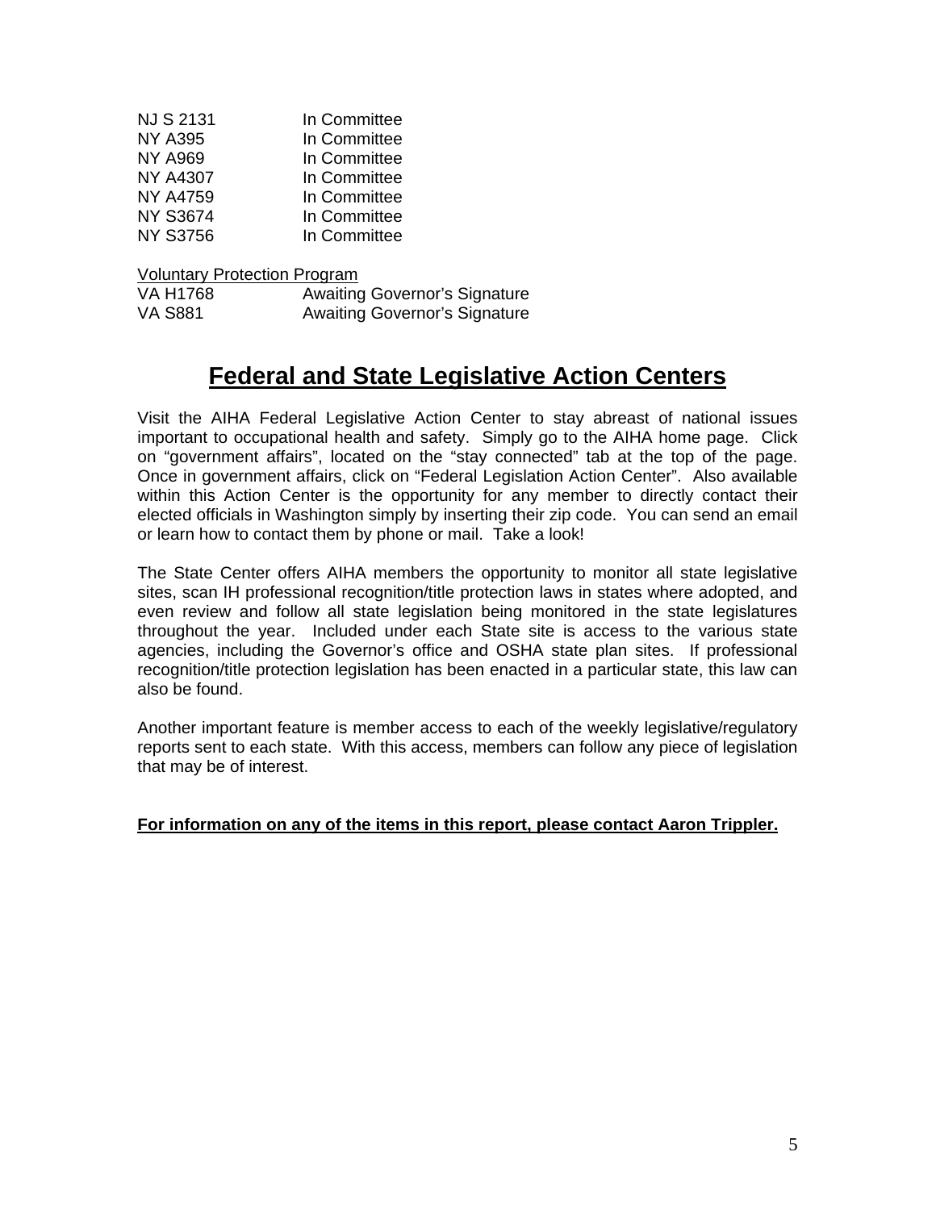| | |
|---|---|
| NJ S 2131 | In Committee |
| NY A395 | In Committee |
| NY A969 | In Committee |
| NY A4307 | In Committee |
| NY A4759 | In Committee |
| NY S3674 | In Committee |
| NY S3756 | In Committee |

Voluntary Protection Program

| | |
|---|---|
| VA H1768 | Awaiting Governor's Signature |
| VA S881 | Awaiting Governor's Signature |

# Federal and State Legislative Action Centers

Visit the AIHA Federal Legislative Action Center to stay abreast of national issues important to occupational health and safety. Simply go to the AIHA home page. Click on "government affairs", located on the "stay connected" tab at the top of the page. Once in government affairs, click on "Federal Legislation Action Center". Also available within this Action Center is the opportunity for any member to directly contact their elected officials in Washington simply by inserting their zip code. You can send an email or learn how to contact them by phone or mail. Take a look!

The State Center offers AIHA members the opportunity to monitor all state legislative sites, scan IH professional recognition/title protection laws in states where adopted, and even review and follow all state legislation being monitored in the state legislatures throughout the year. Included under each State site is access to the various state agencies, including the Governor's office and OSHA state plan sites. If professional recognition/title protection legislation has been enacted in a particular state, this law can also be found.

Another important feature is member access to each of the weekly legislative/regulatory reports sent to each state. With this access, members can follow any piece of legislation that may be of interest.

**For information on any of the items in this report, please contact Aaron Trippler.**